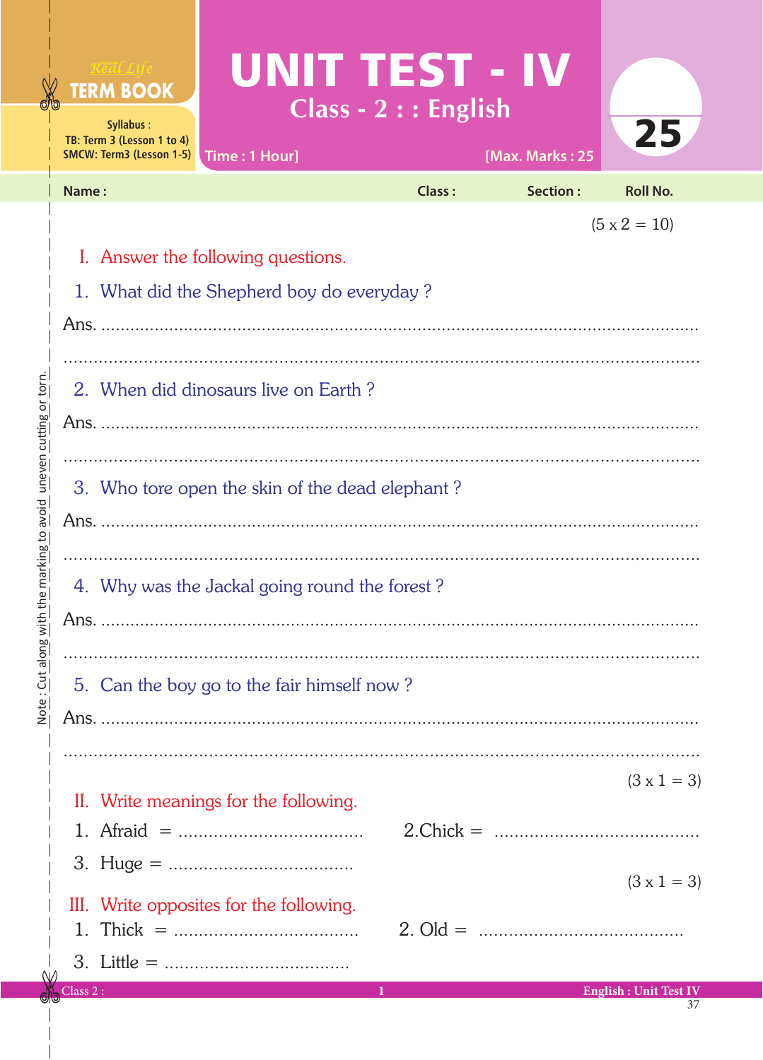Real Life **TERM BOOK**

Syllabus :
TB: Term 3 (Lesson 1 to 4)
SMCW: Term3 (Lesson 1-5)

# UNIT TEST - IV

## Class - 2 : : English

Time : 1 Hour] [Max. Marks : 25

**25**

Name : Class : Section : Roll No.

(5 x 2 = 10)

**I. Answer the following questions.**

1. What did the Shepherd boy do everyday ?

Ans. ..........................................................................................................

..........................................................................................................

2. When did dinosaurs live on Earth ?

Ans. ..........................................................................................................

..........................................................................................................

3. Who tore open the skin of the dead elephant ?

Ans. ..........................................................................................................

..........................................................................................................

4. Why was the Jackal going round the forest ?

Ans. ..........................................................................................................

..........................................................................................................

5. Can the boy go to the fair himself now ?

Ans. ..........................................................................................................

..........................................................................................................

(3 x 1 = 3)

**II. Write meanings for the following.**

1. Afraid = .................................... 2. Chick = ........................................
3. Huge = ....................................

(3 x 1 = 3)

**III. Write opposites for the following.**

1. Thick = .................................... 2. Old = ........................................
3. Little = ....................................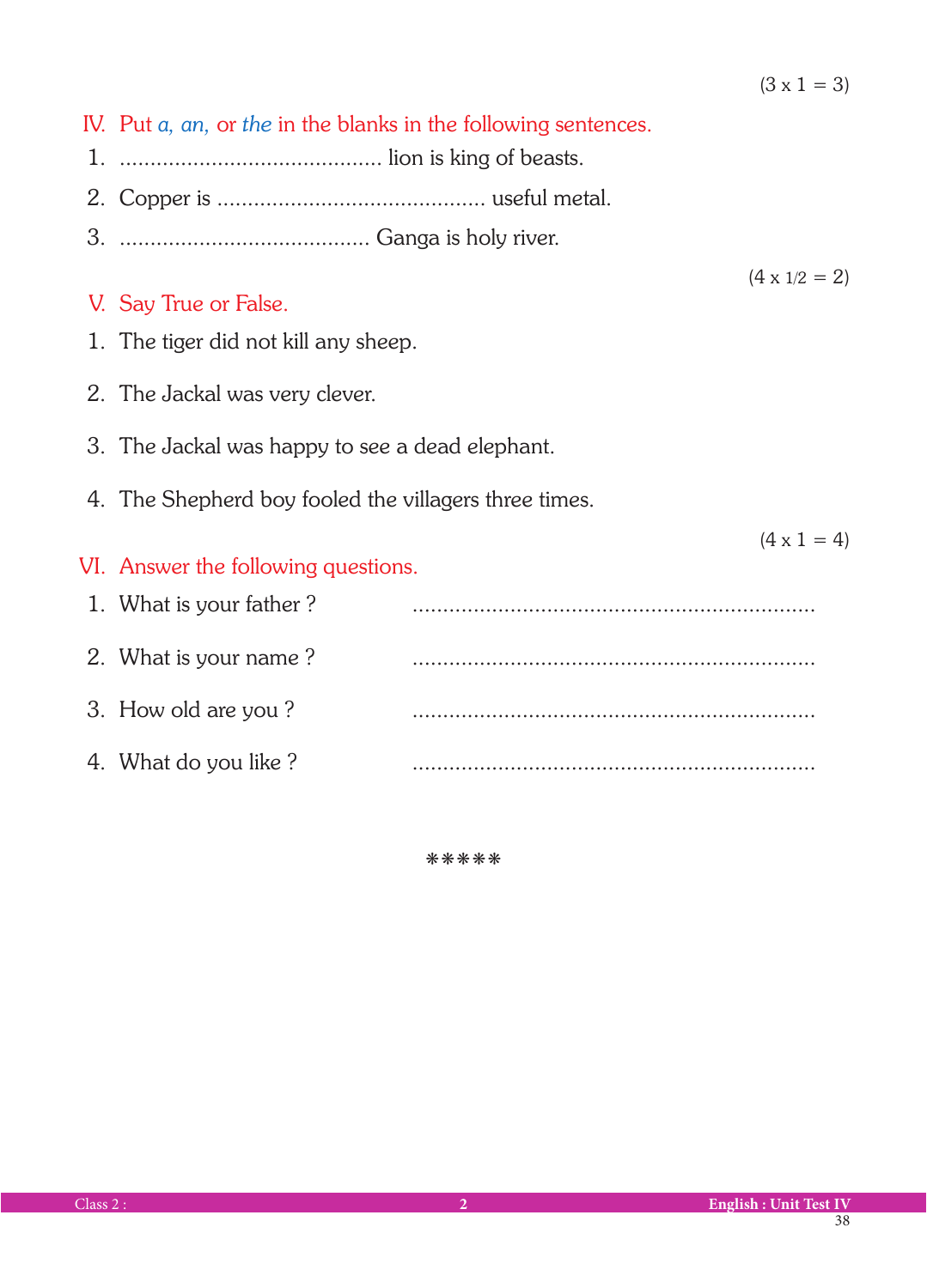(3 x 1 = 3)

## IV. Put *a*, *an*, or *the* in the blanks in the following sentences.

1. .......................................... lion is king of beasts.
2. Copper is .......................................... useful metal.
3. .......................................... Ganga is holy river.

(4 x 1/2 = 2)

## V. Say True or False.

1. The tiger did not kill any sheep.
2. The Jackal was very clever.
3. The Jackal was happy to see a dead elephant.
4. The Shepherd boy fooled the villagers three times.

(4 x 1 = 4)

## VI. Answer the following questions.

1. What is your father ? .................................................................
2. What is your name ? .................................................................
3. How old are you ? .................................................................
4. What do you like ? .................................................................

*****